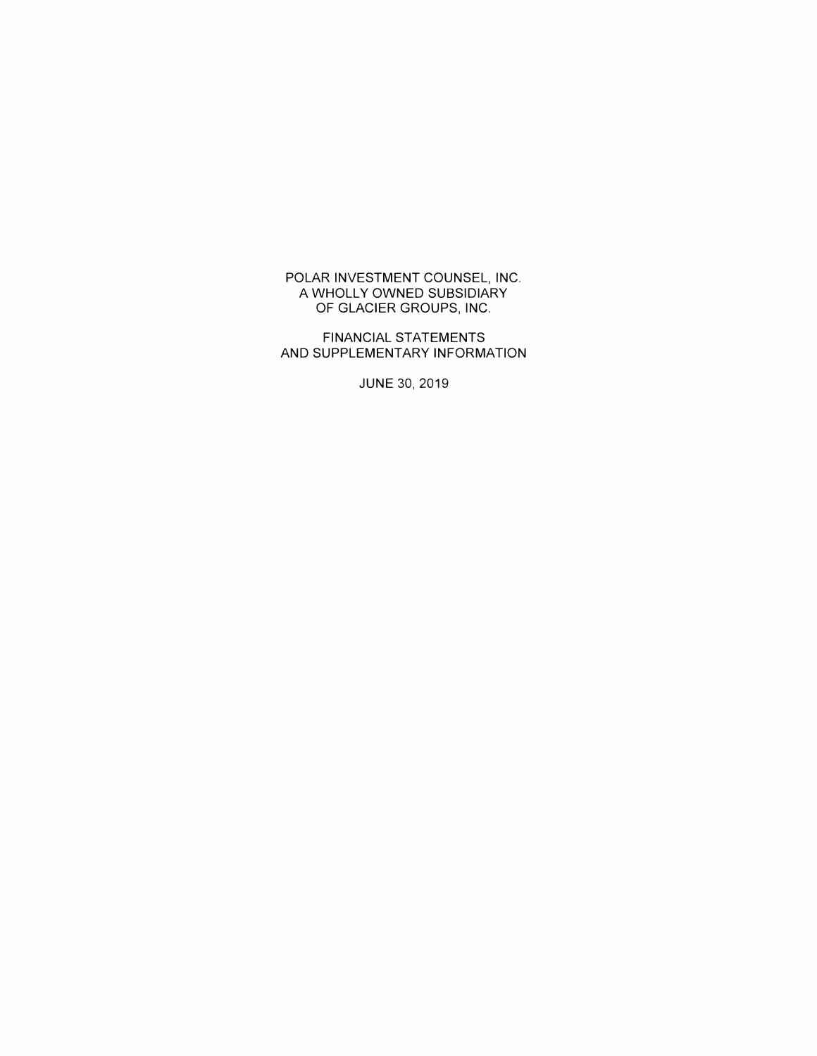# POLAR INVESTMENT COUNSEL, INC.
# A WHOLLY OWNED SUBSIDIARY
# OF GLACIER GROUPS, INC.

## FINANCIAL STATEMENTS
## AND SUPPLEMENTARY INFORMATION

JUNE 30, 2019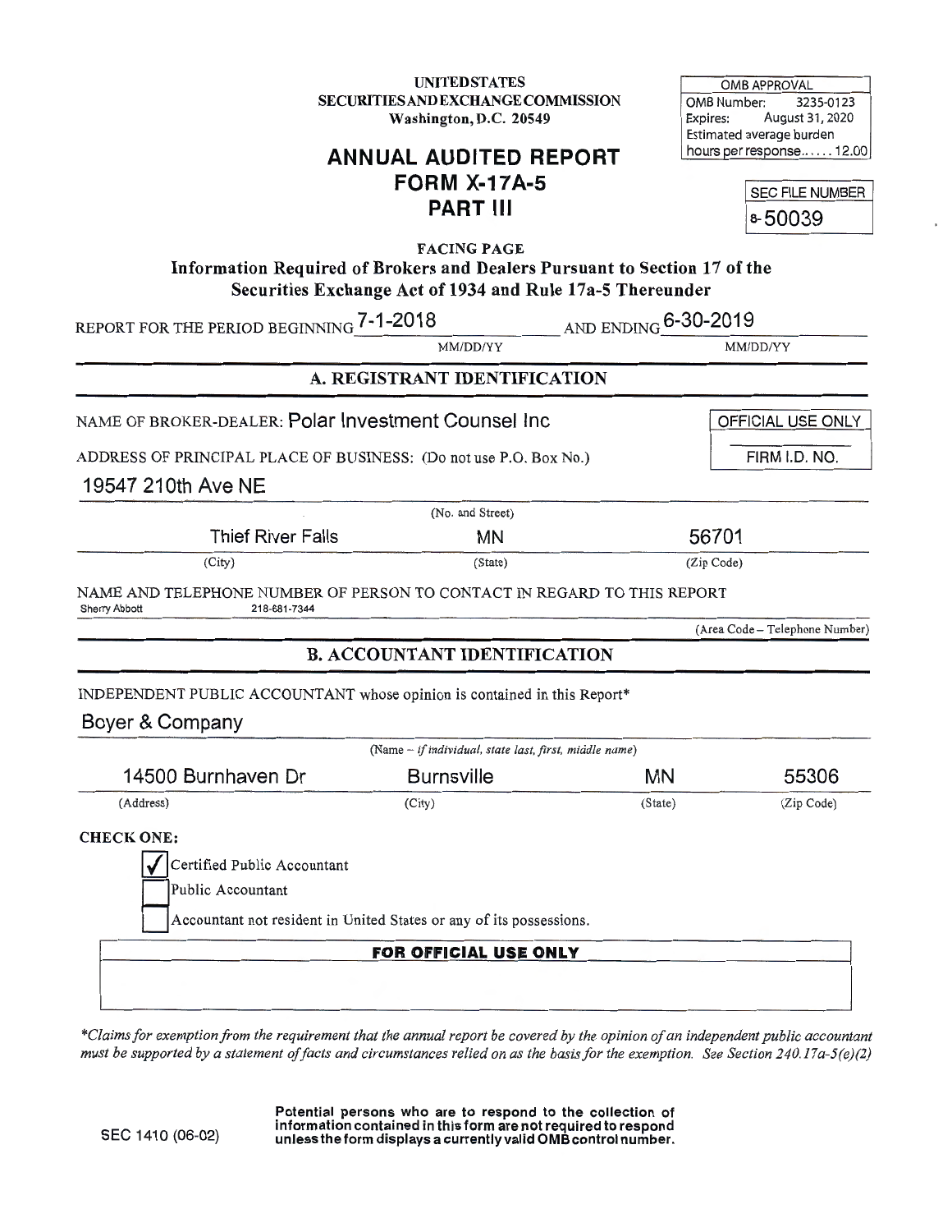UNITED STATES
SECURITIES AND EXCHANGE COMMISSION
Washington, D.C. 20549

| OMB APPROVAL |
|---|
| OMB Number: 3235-0123 |
| Expires: August 31, 2020 |
| Estimated average burden hours per response...... 12.00 |

# ANNUAL AUDITED REPORT
# FORM X-17A-5
# PART III

| SEC FILE NUMBER |
|---|
| 8-50039 |

**FACING PAGE**

**Information Required of Brokers and Dealers Pursuant to Section 17 of the Securities Exchange Act of 1934 and Rule 17a-5 Thereunder**

REPORT FOR THE PERIOD BEGINNING 7-1-2018 (MM/DD/YY) AND ENDING 6-30-2019 (MM/DD/YY)

## A. REGISTRANT IDENTIFICATION

NAME OF BROKER-DEALER: Polar Investment Counsel Inc

| OFFICIAL USE ONLY |
|---|
| FIRM I.D. NO. |

ADDRESS OF PRINCIPAL PLACE OF BUSINESS: (Do not use P.O. Box No.)

19547 210th Ave NE
(No. and Street)

| Thief River Falls | MN | 56701 |
|---|---|---|
| (City) | (State) | (Zip Code) |

NAME AND TELEPHONE NUMBER OF PERSON TO CONTACT IN REGARD TO THIS REPORT

Sherry Abbott 218-681-7344
(Area Code – Telephone Number)

## B. ACCOUNTANT IDENTIFICATION

INDEPENDENT PUBLIC ACCOUNTANT whose opinion is contained in this Report*

Boyer & Company
(Name – *if individual, state last, first, middle name*)

| 14500 Burnhaven Dr | Burnsville | MN | 55306 |
|---|---|---|---|
| (Address) | (City) | (State) | (Zip Code) |

**CHECK ONE:**

- [x] Certified Public Accountant
- [ ] Public Accountant
- [ ] Accountant not resident in United States or any of its possessions.

| FOR OFFICIAL USE ONLY |
|---|
| |

*\*Claims for exemption from the requirement that the annual report be covered by the opinion of an independent public accountant must be supported by a statement of facts and circumstances relied on as the basis for the exemption. See Section 240.17a-5(e)(2)*

SEC 1410 (06-02)

**Potential persons who are to respond to the collection of information contained in this form are not required to respond unless the form displays a currently valid OMB control number.**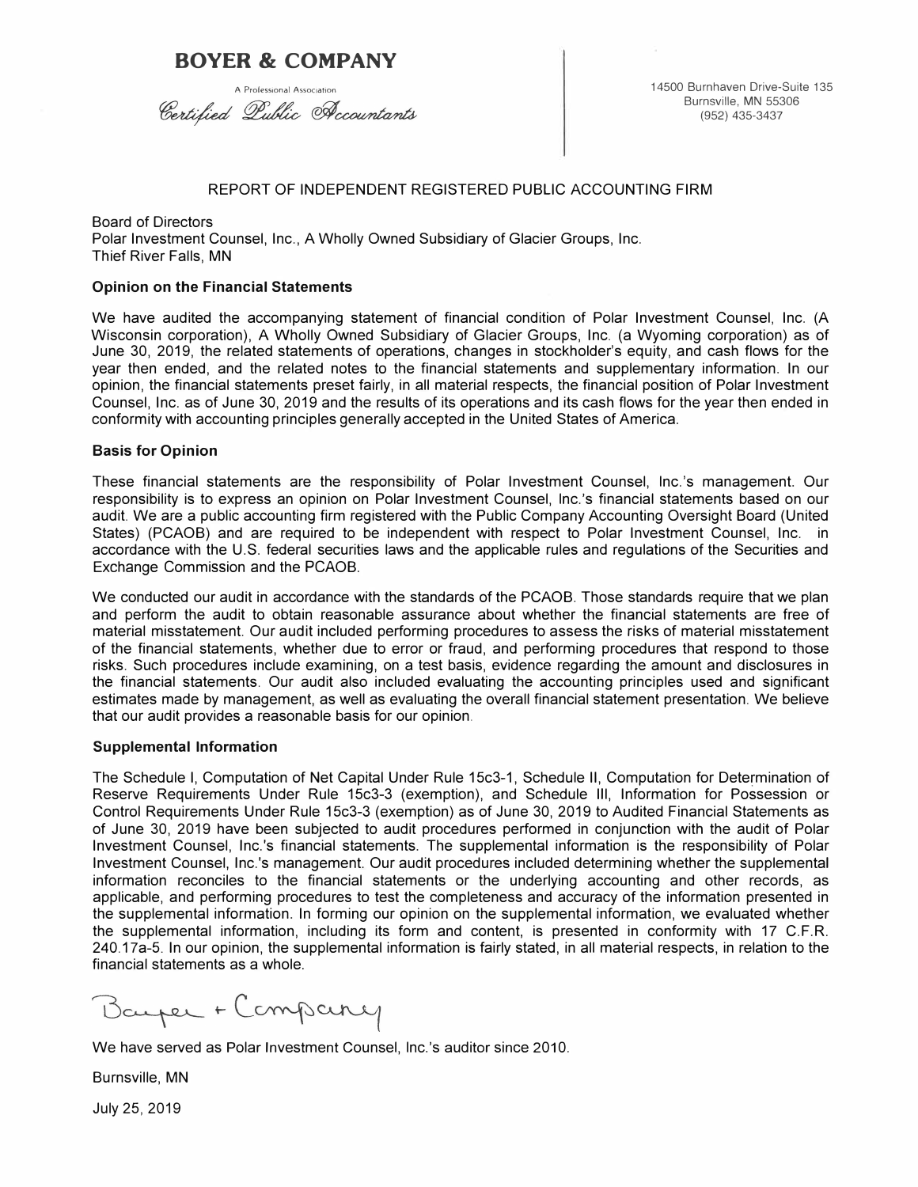# BOYER & COMPANY

A Professional Association

*Certified Public Accountants*

14500 Burnhaven Drive-Suite 135
Burnsville, MN 55306
(952) 435-3437

## REPORT OF INDEPENDENT REGISTERED PUBLIC ACCOUNTING FIRM

Board of Directors
Polar Investment Counsel, Inc., A Wholly Owned Subsidiary of Glacier Groups, Inc.
Thief River Falls, MN

### Opinion on the Financial Statements

We have audited the accompanying statement of financial condition of Polar Investment Counsel, Inc. (A Wisconsin corporation), A Wholly Owned Subsidiary of Glacier Groups, Inc. (a Wyoming corporation) as of June 30, 2019, the related statements of operations, changes in stockholder's equity, and cash flows for the year then ended, and the related notes to the financial statements and supplementary information. In our opinion, the financial statements preset fairly, in all material respects, the financial position of Polar Investment Counsel, Inc. as of June 30, 2019 and the results of its operations and its cash flows for the year then ended in conformity with accounting principles generally accepted in the United States of America.

### Basis for Opinion

These financial statements are the responsibility of Polar Investment Counsel, Inc.'s management. Our responsibility is to express an opinion on Polar Investment Counsel, Inc.'s financial statements based on our audit. We are a public accounting firm registered with the Public Company Accounting Oversight Board (United States) (PCAOB) and are required to be independent with respect to Polar Investment Counsel, Inc. in accordance with the U.S. federal securities laws and the applicable rules and regulations of the Securities and Exchange Commission and the PCAOB.

We conducted our audit in accordance with the standards of the PCAOB. Those standards require that we plan and perform the audit to obtain reasonable assurance about whether the financial statements are free of material misstatement. Our audit included performing procedures to assess the risks of material misstatement of the financial statements, whether due to error or fraud, and performing procedures that respond to those risks. Such procedures include examining, on a test basis, evidence regarding the amount and disclosures in the financial statements. Our audit also included evaluating the accounting principles used and significant estimates made by management, as well as evaluating the overall financial statement presentation. We believe that our audit provides a reasonable basis for our opinion.

### Supplemental Information

The Schedule I, Computation of Net Capital Under Rule 15c3-1, Schedule II, Computation for Determination of Reserve Requirements Under Rule 15c3-3 (exemption), and Schedule III, Information for Possession or Control Requirements Under Rule 15c3-3 (exemption) as of June 30, 2019 to Audited Financial Statements as of June 30, 2019 have been subjected to audit procedures performed in conjunction with the audit of Polar Investment Counsel, Inc.'s financial statements. The supplemental information is the responsibility of Polar Investment Counsel, Inc.'s management. Our audit procedures included determining whether the supplemental information reconciles to the financial statements or the underlying accounting and other records, as applicable, and performing procedures to test the completeness and accuracy of the information presented in the supplemental information. In forming our opinion on the supplemental information, we evaluated whether the supplemental information, including its form and content, is presented in conformity with 17 C.F.R. 240.17a-5. In our opinion, the supplemental information is fairly stated, in all material respects, in relation to the financial statements as a whole.

Boyer + Company

We have served as Polar Investment Counsel, Inc.'s auditor since 2010.

Burnsville, MN

July 25, 2019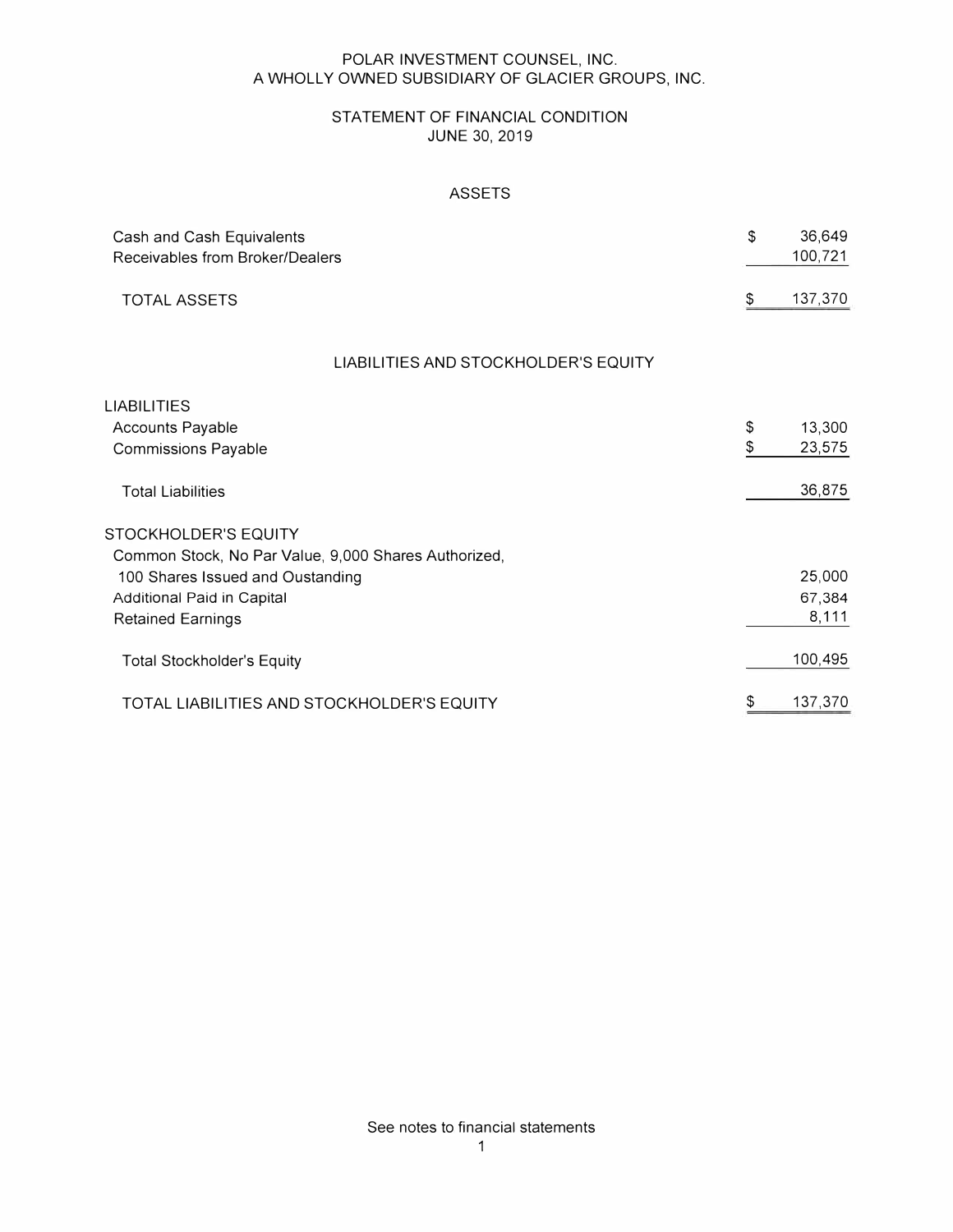# POLAR INVESTMENT COUNSEL, INC.
## A WHOLLY OWNED SUBSIDIARY OF GLACIER GROUPS, INC.

## STATEMENT OF FINANCIAL CONDITION
## JUNE 30, 2019

### ASSETS

| | | |
|---|---|---|
| Cash and Cash Equivalents | $ | 36,649 |
| Receivables from Broker/Dealers | | 100,721 |
| TOTAL ASSETS | $ | 137,370 |

### LIABILITIES AND STOCKHOLDER'S EQUITY

| | | |
|---|---|---|
| **LIABILITIES** | | |
| Accounts Payable | $ | 13,300 |
| Commissions Payable | $ | 23,575 |
| Total Liabilities | | 36,875 |
| **STOCKHOLDER'S EQUITY** | | |
| Common Stock, No Par Value, 9,000 Shares Authorized, 100 Shares Issued and Oustanding | | 25,000 |
| Additional Paid in Capital | | 67,384 |
| Retained Earnings | | 8,111 |
| Total Stockholder's Equity | | 100,495 |
| TOTAL LIABILITIES AND STOCKHOLDER'S EQUITY | $ | 137,370 |

See notes to financial statements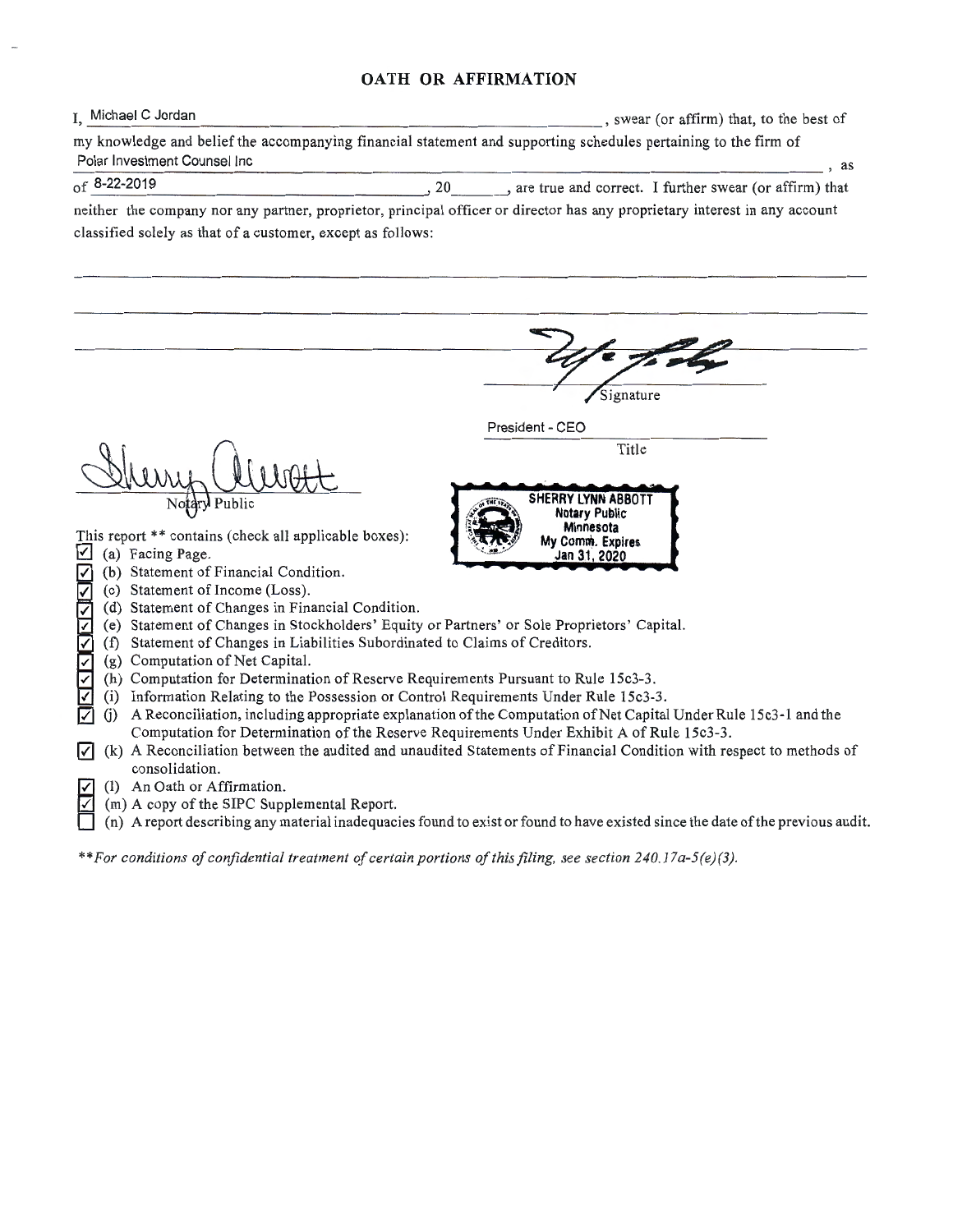# OATH OR AFFIRMATION

I, Michael C Jordan, swear (or affirm) that, to the best of my knowledge and belief the accompanying financial statement and supporting schedules pertaining to the firm of Polar Investment Counsel Inc, as of 8-22-2019, 20\_\_\_\_, are true and correct. I further swear (or affirm) that neither the company nor any partner, proprietor, principal officer or director has any proprietary interest in any account classified solely as that of a customer, except as follows:

Signature

President - CEO

Title

Notary Public

SHERRY LYNN ABBOTT
Notary Public
Minnesota
My Comm. Expires Jan 31, 2020

This report ** contains (check all applicable boxes):

- [x] (a) Facing Page.
- [x] (b) Statement of Financial Condition.
- [x] (c) Statement of Income (Loss).
- [x] (d) Statement of Changes in Financial Condition.
- [x] (e) Statement of Changes in Stockholders' Equity or Partners' or Sole Proprietors' Capital.
- [x] (f) Statement of Changes in Liabilities Subordinated to Claims of Creditors.
- [x] (g) Computation of Net Capital.
- [x] (h) Computation for Determination of Reserve Requirements Pursuant to Rule 15c3-3.
- [x] (i) Information Relating to the Possession or Control Requirements Under Rule 15c3-3.
- [x] (j) A Reconciliation, including appropriate explanation of the Computation of Net Capital Under Rule 15c3-1 and the Computation for Determination of the Reserve Requirements Under Exhibit A of Rule 15c3-3.
- [x] (k) A Reconciliation between the audited and unaudited Statements of Financial Condition with respect to methods of consolidation.
- [x] (l) An Oath or Affirmation.
- [x] (m) A copy of the SIPC Supplemental Report.
- [ ] (n) A report describing any material inadequacies found to exist or found to have existed since the date of the previous audit.

*\*\*For conditions of confidential treatment of certain portions of this filing, see section 240.17a-5(e)(3).*